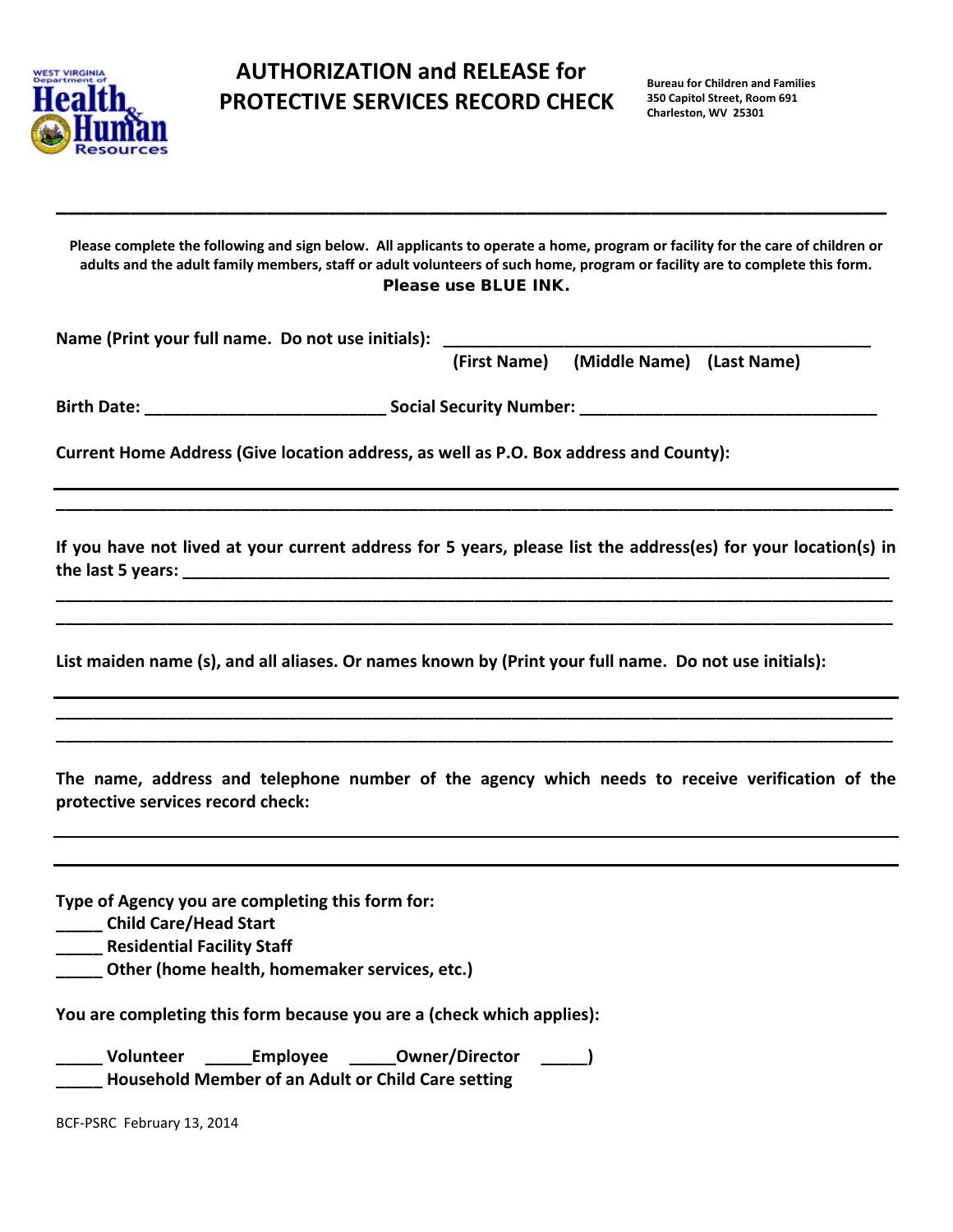# AUTHORIZATION and RELEASE for PROTECTIVE SERVICES RECORD CHECK

**Bureau for Children and Families**
**350 Capitol Street, Room 691**
**Charleston, WV 25301**

---

**Please complete the following and sign below. All applicants to operate a home, program or facility for the care of children or adults and the adult family members, staff or adult volunteers of such home, program or facility are to complete this form.**

**Please use BLUE INK.**

**Name (Print your full name. Do not use initials):** _______________________________________________

**(First Name) (Middle Name) (Last Name)**

**Birth Date:** __________________________ **Social Security Number:** ________________________________

**Current Home Address (Give location address, as well as P.O. Box address and County):**

_______________________________________________________________________________________

_______________________________________________________________________________________

**If you have not lived at your current address for 5 years, please list the address(es) for your location(s) in the last 5 years:** ____________________________________________________________________________

_______________________________________________________________________________________

_______________________________________________________________________________________

**List maiden name (s), and all aliases. Or names known by (Print your full name. Do not use initials):**

_______________________________________________________________________________________

_______________________________________________________________________________________

_______________________________________________________________________________________

**The name, address and telephone number of the agency which needs to receive verification of the protective services record check:**

_______________________________________________________________________________________

_______________________________________________________________________________________

**Type of Agency you are completing this form for:**

_____ **Child Care/Head Start**
_____ **Residential Facility Staff**
_____ **Other (home health, homemaker services, etc.)**

**You are completing this form because you are a (check which applies):**

_____ **Volunteer** _____**Employee** _____**Owner/Director** _____**)**
_____ **Household Member of an Adult or Child Care setting**

BCF-PSRC February 13, 2014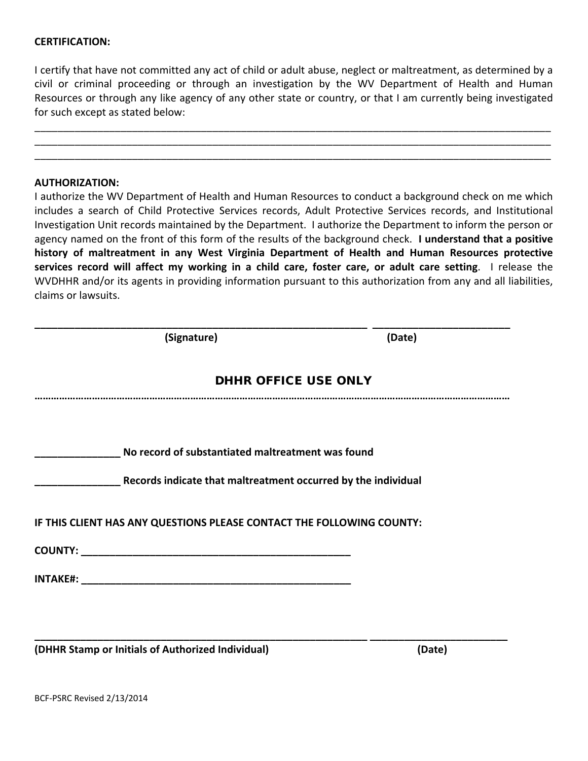**CERTIFICATION:**

I certify that have not committed any act of child or adult abuse, neglect or maltreatment, as determined by a civil or criminal proceeding or through an investigation by the WV Department of Health and Human Resources or through any like agency of any other state or country, or that I am currently being investigated for such except as stated below:

\_\_\_\_\_\_\_\_\_\_\_\_\_\_\_\_\_\_\_\_\_\_\_\_\_\_\_\_\_\_\_\_\_\_\_\_\_\_\_\_\_\_\_\_\_\_\_\_\_\_\_\_\_\_\_\_\_\_\_\_\_\_\_\_\_\_\_\_\_\_\_\_\_\_\_\_\_\_\_\_\_\_\_\_\_\_\_\_\_\_\_\_\_\_

\_\_\_\_\_\_\_\_\_\_\_\_\_\_\_\_\_\_\_\_\_\_\_\_\_\_\_\_\_\_\_\_\_\_\_\_\_\_\_\_\_\_\_\_\_\_\_\_\_\_\_\_\_\_\_\_\_\_\_\_\_\_\_\_\_\_\_\_\_\_\_\_\_\_\_\_\_\_\_\_\_\_\_\_\_\_\_\_\_\_\_\_\_\_

\_\_\_\_\_\_\_\_\_\_\_\_\_\_\_\_\_\_\_\_\_\_\_\_\_\_\_\_\_\_\_\_\_\_\_\_\_\_\_\_\_\_\_\_\_\_\_\_\_\_\_\_\_\_\_\_\_\_\_\_\_\_\_\_\_\_\_\_\_\_\_\_\_\_\_\_\_\_\_\_\_\_\_\_\_\_\_\_\_\_\_\_\_\_

**AUTHORIZATION:**

I authorize the WV Department of Health and Human Resources to conduct a background check on me which includes a search of Child Protective Services records, Adult Protective Services records, and Institutional Investigation Unit records maintained by the Department. I authorize the Department to inform the person or agency named on the front of this form of the results of the background check. **I understand that a positive history of maltreatment in any West Virginia Department of Health and Human Resources protective services record will affect my working in a child care, foster care, or adult care setting**. I release the WVDHHR and/or its agents in providing information pursuant to this authorization from any and all liabilities, claims or lawsuits.

\_\_\_\_\_\_\_\_\_\_\_\_\_\_\_\_\_\_\_\_\_\_\_\_\_\_\_\_\_\_\_\_\_\_\_\_\_\_\_\_\_\_\_\_\_\_\_\_\_\_\_\_\_\_\_\_\_\_\_ \_\_\_\_\_\_\_\_\_\_\_\_\_\_\_\_\_\_\_\_\_\_\_\_\_\_\_

**(Signature)** **(Date)**

## DHHR OFFICE USE ONLY

**\_\_\_\_\_\_\_\_\_\_\_\_\_\_\_\_ No record of substantiated maltreatment was found**

**\_\_\_\_\_\_\_\_\_\_\_\_\_\_\_\_ Records indicate that maltreatment occurred by the individual**

**IF THIS CLIENT HAS ANY QUESTIONS PLEASE CONTACT THE FOLLOWING COUNTY:**

**COUNTY: \_\_\_\_\_\_\_\_\_\_\_\_\_\_\_\_\_\_\_\_\_\_\_\_\_\_\_\_\_\_\_\_\_\_\_\_\_\_\_\_\_\_\_\_\_\_\_\_\_\_**

**INTAKE#: \_\_\_\_\_\_\_\_\_\_\_\_\_\_\_\_\_\_\_\_\_\_\_\_\_\_\_\_\_\_\_\_\_\_\_\_\_\_\_\_\_\_\_\_\_\_\_\_\_\_**

\_\_\_\_\_\_\_\_\_\_\_\_\_\_\_\_\_\_\_\_\_\_\_\_\_\_\_\_\_\_\_\_\_\_\_\_\_\_\_\_\_\_\_\_\_\_\_\_\_\_\_\_\_\_\_\_\_\_\_ \_\_\_\_\_\_\_\_\_\_\_\_\_\_\_\_\_\_\_\_\_\_\_\_\_\_\_

**(DHHR Stamp or Initials of Authorized Individual)** **(Date)**

BCF-PSRC Revised 2/13/2014